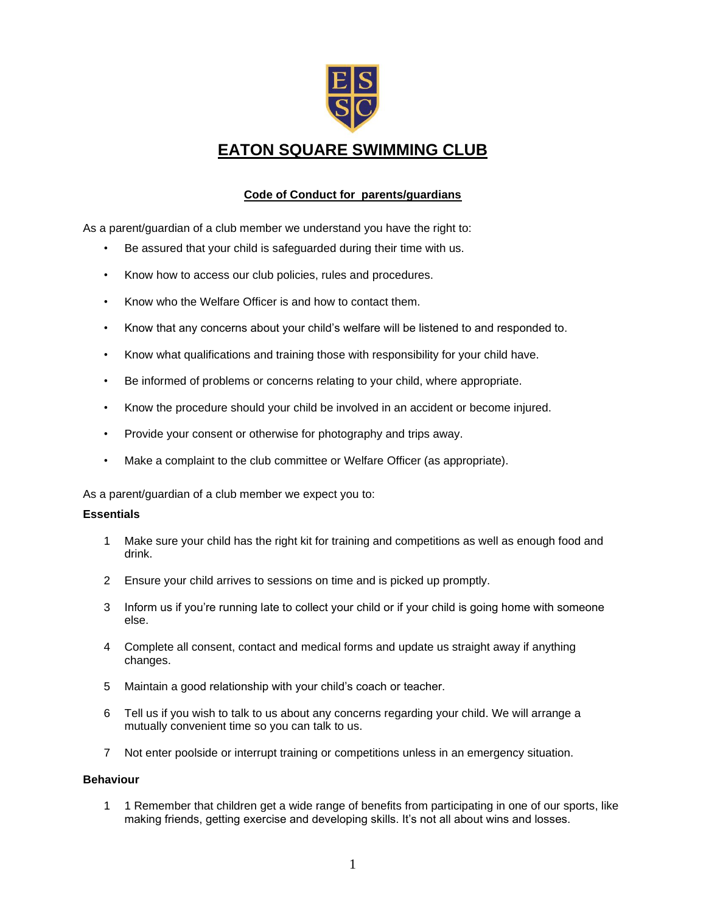# EATON SQUARE SWIMMING CLUB

## Code of Conduct for parents/guardians

As a parent/guardian of a club member we understand you have the right to:

- Be assured that your child is safeguarded during their time with us.
- Know how to access our club policies, rules and procedures.
- Know who the Welfare Officer is and how to contact them.
- Know that any concerns about your child's welfare will be listened to and responded to.
- Know what qualifications and training those with responsibility for your child have.
- Be informed of problems or concerns relating to your child, where appropriate.
- Know the procedure should your child be involved in an accident or become injured.
- Provide your consent or otherwise for photography and trips away.
- Make a complaint to the club committee or Welfare Officer (as appropriate).

As a parent/guardian of a club member we expect you to:

**Essentials**

1. Make sure your child has the right kit for training and competitions as well as enough food and drink.
2. Ensure your child arrives to sessions on time and is picked up promptly.
3. Inform us if you're running late to collect your child or if your child is going home with someone else.
4. Complete all consent, contact and medical forms and update us straight away if anything changes.
5. Maintain a good relationship with your child's coach or teacher.
6. Tell us if you wish to talk to us about any concerns regarding your child. We will arrange a mutually convenient time so you can talk to us.
7. Not enter poolside or interrupt training or competitions unless in an emergency situation.

**Behaviour**

1. 1 Remember that children get a wide range of benefits from participating in one of our sports, like making friends, getting exercise and developing skills. It's not all about wins and losses.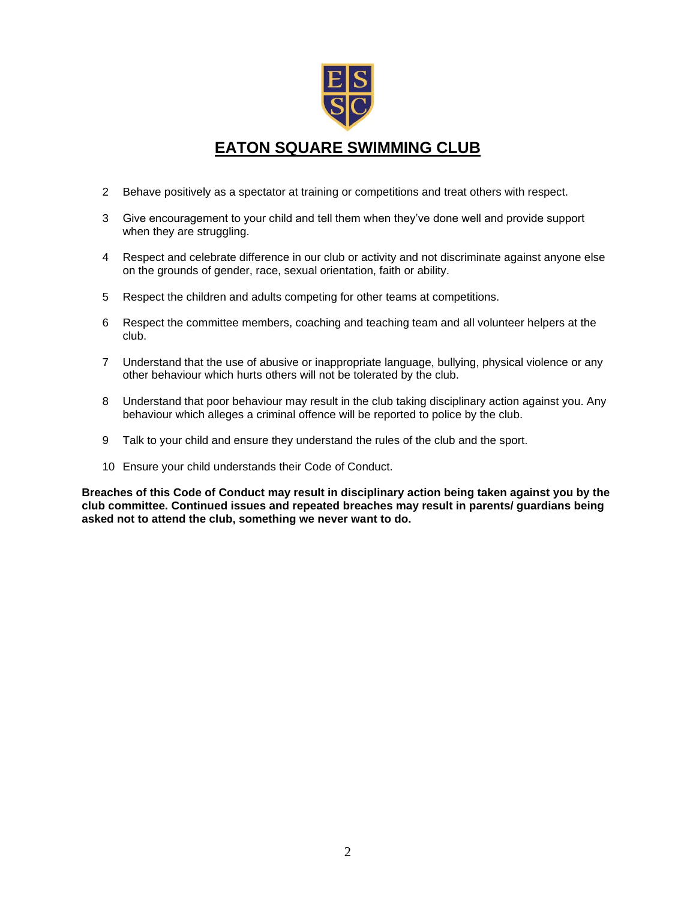# EATON SQUARE SWIMMING CLUB

2. Behave positively as a spectator at training or competitions and treat others with respect.
3. Give encouragement to your child and tell them when they've done well and provide support when they are struggling.
4. Respect and celebrate difference in our club or activity and not discriminate against anyone else on the grounds of gender, race, sexual orientation, faith or ability.
5. Respect the children and adults competing for other teams at competitions.
6. Respect the committee members, coaching and teaching team and all volunteer helpers at the club.
7. Understand that the use of abusive or inappropriate language, bullying, physical violence or any other behaviour which hurts others will not be tolerated by the club.
8. Understand that poor behaviour may result in the club taking disciplinary action against you. Any behaviour which alleges a criminal offence will be reported to police by the club.
9. Talk to your child and ensure they understand the rules of the club and the sport.
10. Ensure your child understands their Code of Conduct.

**Breaches of this Code of Conduct may result in disciplinary action being taken against you by the club committee. Continued issues and repeated breaches may result in parents/ guardians being asked not to attend the club, something we never want to do.**